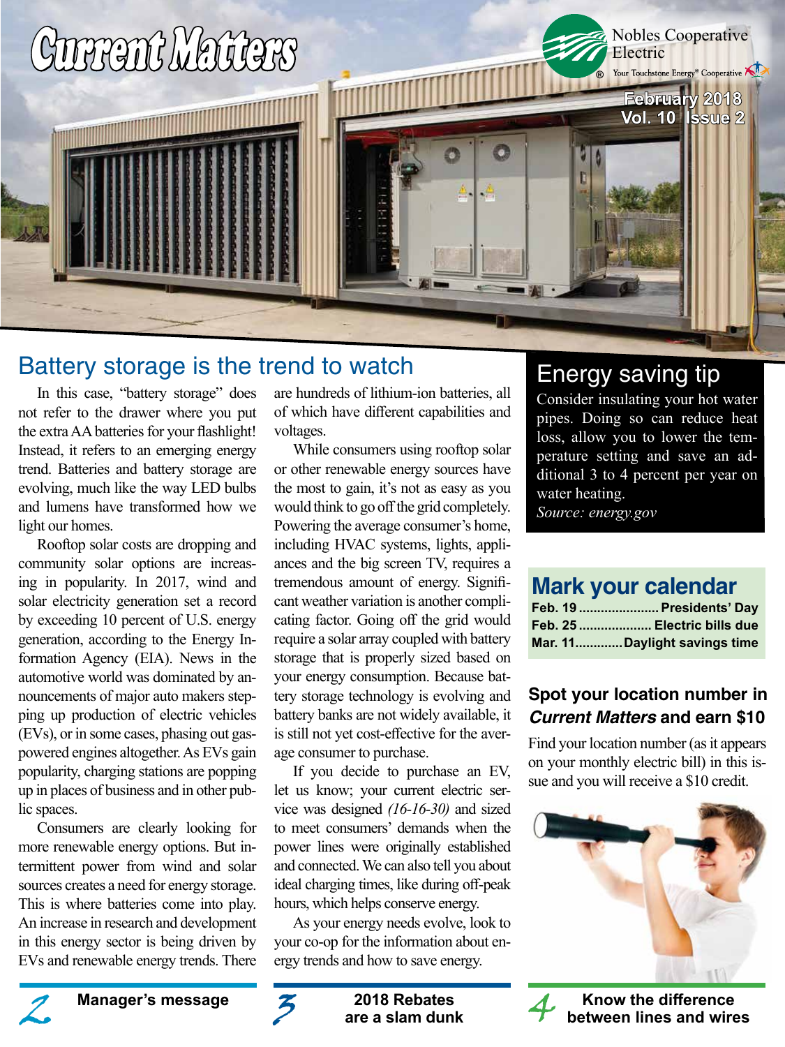# Current Matters

Nobles Cooperative Electric

Your Touchstone Energy® Cooperative

February 2018
Vol. 10 Issue 2

## Battery storage is the trend to watch

In this case, "battery storage" does not refer to the drawer where you put the extra AA batteries for your flashlight! Instead, it refers to an emerging energy trend. Batteries and battery storage are evolving, much like the way LED bulbs and lumens have transformed how we light our homes.

Rooftop solar costs are dropping and community solar options are increasing in popularity. In 2017, wind and solar electricity generation set a record by exceeding 10 percent of U.S. energy generation, according to the Energy Information Agency (EIA). News in the automotive world was dominated by announcements of major auto makers stepping up production of electric vehicles (EVs), or in some cases, phasing out gas-powered engines altogether. As EVs gain popularity, charging stations are popping up in places of business and in other public spaces.

Consumers are clearly looking for more renewable energy options. But intermittent power from wind and solar sources creates a need for energy storage. This is where batteries come into play. An increase in research and development in this energy sector is being driven by EVs and renewable energy trends. There are hundreds of lithium-ion batteries, all of which have different capabilities and voltages.

While consumers using rooftop solar or other renewable energy sources have the most to gain, it's not as easy as you would think to go off the grid completely. Powering the average consumer's home, including HVAC systems, lights, appliances and the big screen TV, requires a tremendous amount of energy. Significant weather variation is another complicating factor. Going off the grid would require a solar array coupled with battery storage that is properly sized based on your energy consumption. Because battery storage technology is evolving and battery banks are not widely available, it is still not yet cost-effective for the average consumer to purchase.

If you decide to purchase an EV, let us know; your current electric service was designed *(16-16-30)* and sized to meet consumers' demands when the power lines were originally established and connected. We can also tell you about ideal charging times, like during off-peak hours, which helps conserve energy.

As your energy needs evolve, look to your co-op for the information about energy trends and how to save energy.

## Energy saving tip

Consider insulating your hot water pipes. Doing so can reduce heat loss, allow you to lower the temperature setting and save an additional 3 to 4 percent per year on water heating.

*Source: energy.gov*

## Mark your calendar

**Feb. 19** ...................... **Presidents' Day**
**Feb. 25** .................... **Electric bills due**
**Mar. 11**............. **Daylight savings time**

### Spot your location number in *Current Matters* and earn $10

Find your location number (as it appears on your monthly electric bill) in this issue and you will receive a $10 credit.

**2** Manager's message

**3** 2018 Rebates are a slam dunk

**4** Know the difference between lines and wires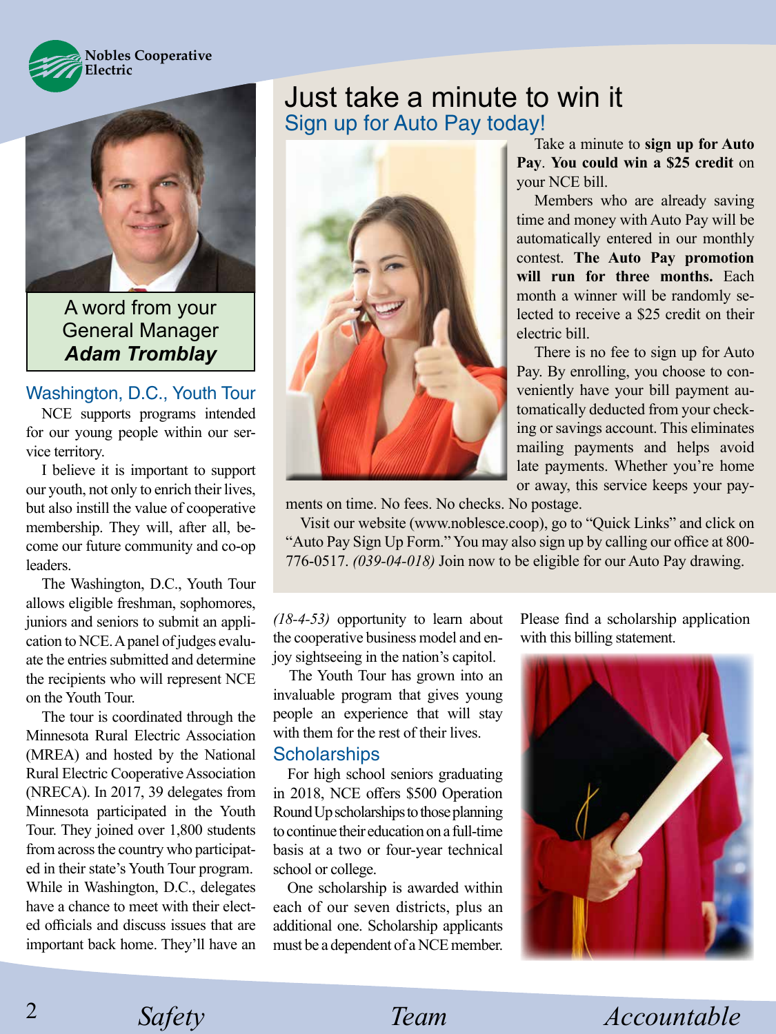Nobles Cooperative Electric

A word from your General Manager
***Adam Tromblay***

## Washington, D.C., Youth Tour

NCE supports programs intended for our young people within our service territory.

I believe it is important to support our youth, not only to enrich their lives, but also instill the value of cooperative membership. They will, after all, become our future community and co-op leaders.

The Washington, D.C., Youth Tour allows eligible freshman, sophomores, juniors and seniors to submit an application to NCE. A panel of judges evaluate the entries submitted and determine the recipients who will represent NCE on the Youth Tour.

The tour is coordinated through the Minnesota Rural Electric Association (MREA) and hosted by the National Rural Electric Cooperative Association (NRECA). In 2017, 39 delegates from Minnesota participated in the Youth Tour. They joined over 1,800 students from across the country who participated in their state's Youth Tour program. While in Washington, D.C., delegates have a chance to meet with their elected officials and discuss issues that are important back home. They'll have an *(18-4-53)* opportunity to learn about the cooperative business model and enjoy sightseeing in the nation's capitol.

The Youth Tour has grown into an invaluable program that gives young people an experience that will stay with them for the rest of their lives.

## Scholarships

For high school seniors graduating in 2018, NCE offers $500 Operation Round Up scholarships to those planning to continue their education on a full-time basis at a two or four-year technical school or college.

One scholarship is awarded within each of our seven districts, plus an additional one. Scholarship applicants must be a dependent of a NCE member. Please find a scholarship application with this billing statement.

# Just take a minute to win it

## Sign up for Auto Pay today!

Take a minute to **sign up for Auto Pay**. **You could win a $25 credit** on your NCE bill.

Members who are already saving time and money with Auto Pay will be automatically entered in our monthly contest. **The Auto Pay promotion will run for three months.** Each month a winner will be randomly selected to receive a $25 credit on their electric bill.

There is no fee to sign up for Auto Pay. By enrolling, you choose to conveniently have your bill payment automatically deducted from your checking or savings account. This eliminates mailing payments and helps avoid late payments. Whether you're home or away, this service keeps your payments on time. No fees. No checks. No postage.

Visit our website (www.noblesce.coop), go to "Quick Links" and click on "Auto Pay Sign Up Form." You may also sign up by calling our office at 800-776-0517. *(039-04-018)* Join now to be eligible for our Auto Pay drawing.

*Safety* *Team* *Accountable*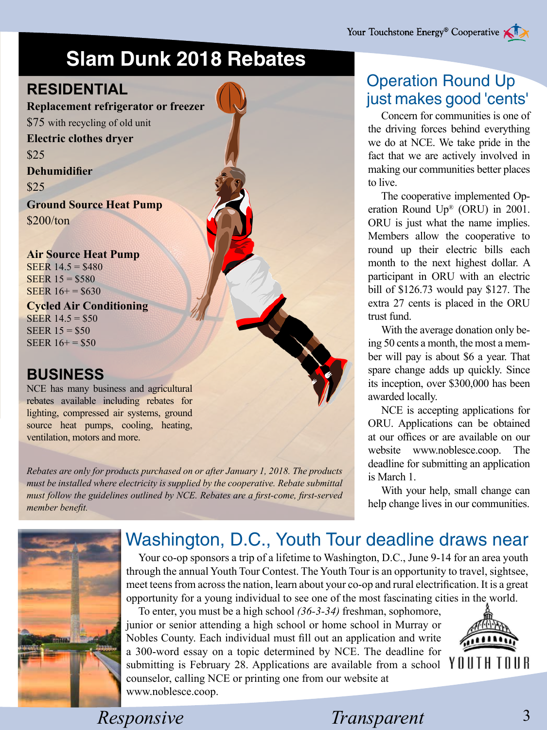# Slam Dunk 2018 Rebates

## RESIDENTIAL

**Replacement refrigerator or freezer**

$75 with recycling of old unit

**Electric clothes dryer**

$25

**Dehumidifier**

$25

**Ground Source Heat Pump**

$200/ton

**Air Source Heat Pump**

SEER 14.5 = $480
SEER 15 = $580
SEER 16+ = $630

**Cycled Air Conditioning**

SEER 14.5 = $50
SEER 15 = $50
SEER 16+ = $50

## BUSINESS

NCE has many business and agricultural rebates available including rebates for lighting, compressed air systems, ground source heat pumps, cooling, heating, ventilation, motors and more.

*Rebates are only for products purchased on or after January 1, 2018. The products must be installed where electricity is supplied by the cooperative. Rebate submittal must follow the guidelines outlined by NCE. Rebates are a first-come, first-served member benefit.*

## Operation Round Up just makes good 'cents'

Concern for communities is one of the driving forces behind everything we do at NCE. We take pride in the fact that we are actively involved in making our communities better places to live.

The cooperative implemented Operation Round Up® (ORU) in 2001. ORU is just what the name implies. Members allow the cooperative to round up their electric bills each month to the next highest dollar. A participant in ORU with an electric bill of $126.73 would pay $127. The extra 27 cents is placed in the ORU trust fund.

With the average donation only being 50 cents a month, the most a member will pay is about $6 a year. That spare change adds up quickly. Since its inception, over $300,000 has been awarded locally.

NCE is accepting applications for ORU. Applications can be obtained at our offices or are available on our website www.noblesce.coop. The deadline for submitting an application is March 1.

With your help, small change can help change lives in our communities.

## Washington, D.C., Youth Tour deadline draws near

Your co-op sponsors a trip of a lifetime to Washington, D.C., June 9-14 for an area youth through the annual Youth Tour Contest. The Youth Tour is an opportunity to travel, sightsee, meet teens from across the nation, learn about your co-op and rural electrification. It is a great opportunity for a young individual to see one of the most fascinating cities in the world.

To enter, you must be a high school *(36-3-34)* freshman, sophomore, junior or senior attending a high school or home school in Murray or Nobles County. Each individual must fill out an application and write a 300-word essay on a topic determined by NCE. The deadline for submitting is February 28. Applications are available from a school counselor, calling NCE or printing one from our website at www.noblesce.coop.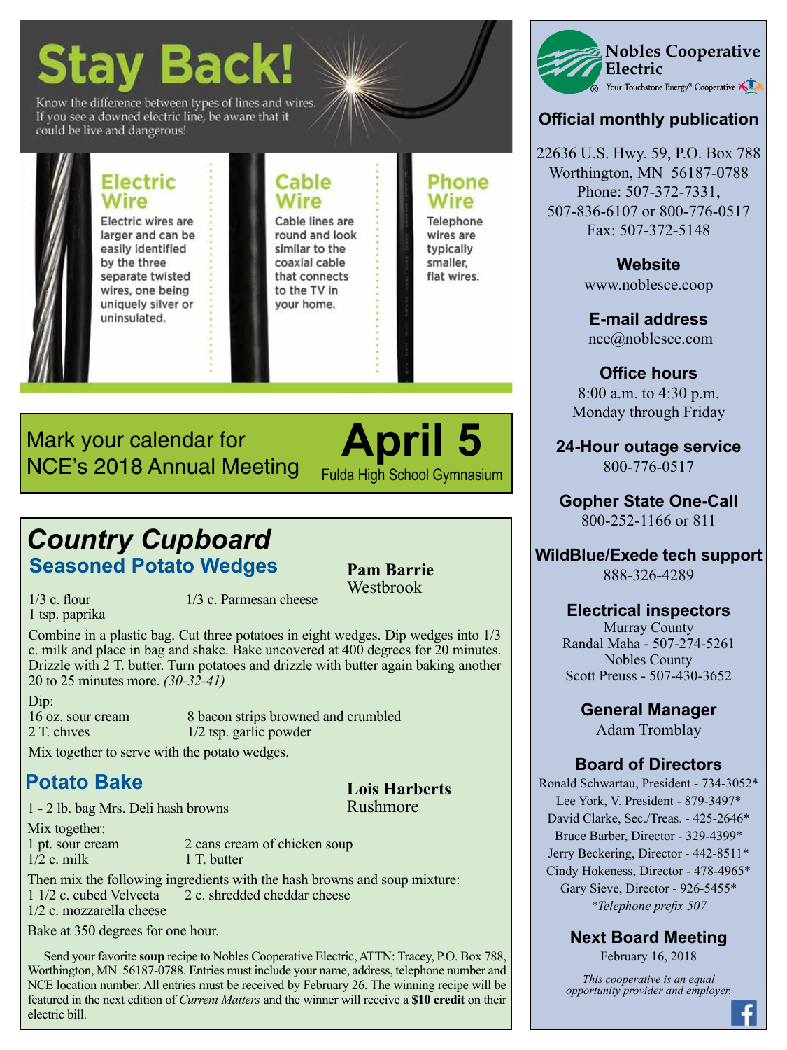# Stay Back!

Know the difference between types of lines and wires. If you see a downed electric line, be aware that it could be live and dangerous!

## Electric Wire

Electric wires are larger and can be easily identified by the three separate twisted wires, one being uniquely silver or uninsulated.

## Cable Wire

Cable lines are round and look similar to the coaxial cable that connects to the TV in your home.

## Phone Wire

Telephone wires are typically smaller, flat wires.

---

Mark your calendar for NCE's 2018 Annual Meeting

**April 5**

Fulda High School Gymnasium

---

# *Country Cupboard*

## Seasoned Potato Wedges

**Pam Barrie**
Westbrook

1/3 c. flour
1/3 c. Parmesan cheese
1 tsp. paprika

Combine in a plastic bag. Cut three potatoes in eight wedges. Dip wedges into 1/3 c. milk and place in bag and shake. Bake uncovered at 400 degrees for 20 minutes. Drizzle with 2 T. butter. Turn potatoes and drizzle with butter again baking another 20 to 25 minutes more. *(30-32-41)*

Dip:
16 oz. sour cream
8 bacon strips browned and crumbled
2 T. chives
1/2 tsp. garlic powder

Mix together to serve with the potato wedges.

## Potato Bake

**Lois Harberts**
Rushmore

1 - 2 lb. bag Mrs. Deli hash browns

Mix together:
1 pt. sour cream
2 cans cream of chicken soup
1/2 c. milk
1 T. butter

Then mix the following ingredients with the hash browns and soup mixture:
1 1/2 c. cubed Velveeta
2 c. shredded cheddar cheese
1/2 c. mozzarella cheese

Bake at 350 degrees for one hour.

Send your favorite **soup** recipe to Nobles Cooperative Electric, ATTN: Tracey, P.O. Box 788, Worthington, MN 56187-0788. Entries must include your name, address, telephone number and NCE location number. All entries must be received by February 26. The winning recipe will be featured in the next edition of *Current Matters* and the winner will receive a **$10 credit** on their electric bill.

---

**Nobles Cooperative Electric**
Your Touchstone Energy® Cooperative

### Official monthly publication

22636 U.S. Hwy. 59, P.O. Box 788
Worthington, MN 56187-0788
Phone: 507-372-7331,
507-836-6107 or 800-776-0517
Fax: 507-372-5148

**Website**
www.noblesce.coop

**E-mail address**
nce@noblesce.com

**Office hours**
8:00 a.m. to 4:30 p.m.
Monday through Friday

**24-Hour outage service**
800-776-0517

**Gopher State One-Call**
800-252-1166 or 811

**WildBlue/Exede tech support**
888-326-4289

**Electrical inspectors**
Murray County
Randal Maha - 507-274-5261
Nobles County
Scott Preuss - 507-430-3652

**General Manager**
Adam Tromblay

**Board of Directors**
Ronald Schwartau, President - 734-3052*
Lee York, V. President - 879-3497*
David Clarke, Sec./Treas. - 425-2646*
Bruce Barber, Director - 329-4399*
Jerry Beckering, Director - 442-8511*
Cindy Hokeness, Director - 478-4965*
Gary Sieve, Director - 926-5455*
*\*Telephone prefix 507*

**Next Board Meeting**
February 16, 2018

*This cooperative is an equal opportunity provider and employer.*